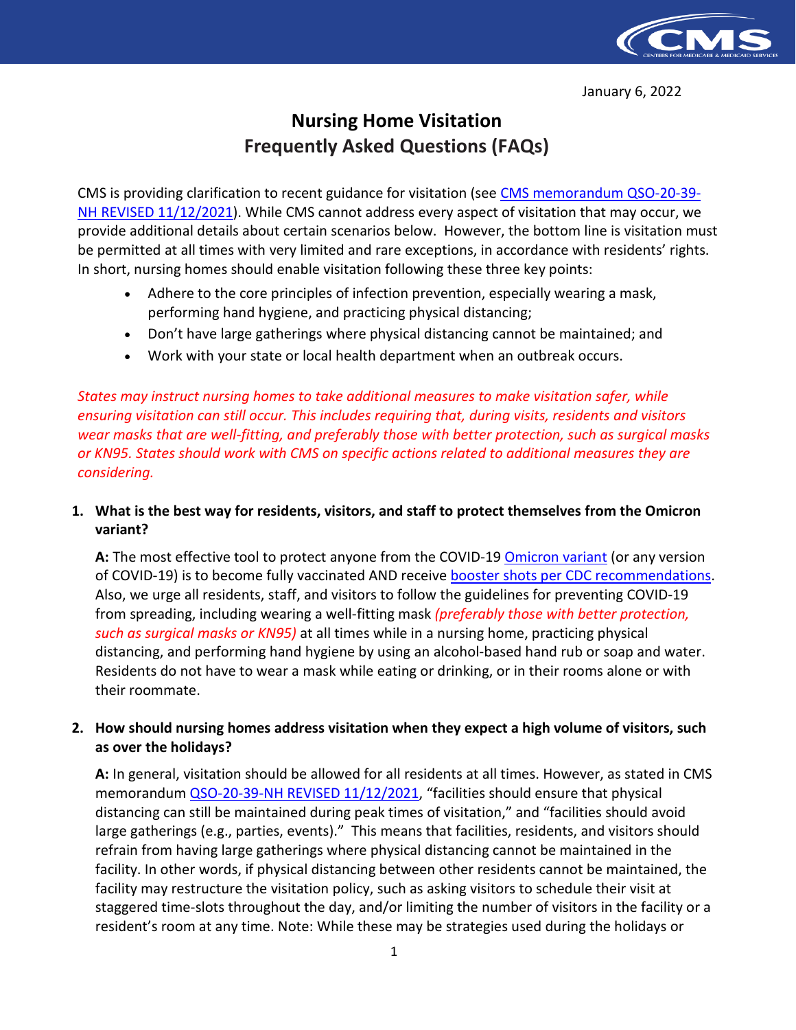January 6, 2022

# Nursing Home Visitation
# Frequently Asked Questions (FAQs)

CMS is providing clarification to recent guidance for visitation (see CMS memorandum QSO-20-39-NH REVISED 11/12/2021). While CMS cannot address every aspect of visitation that may occur, we provide additional details about certain scenarios below. However, the bottom line is visitation must be permitted at all times with very limited and rare exceptions, in accordance with residents' rights. In short, nursing homes should enable visitation following these three key points:

- Adhere to the core principles of infection prevention, especially wearing a mask, performing hand hygiene, and practicing physical distancing;
- Don't have large gatherings where physical distancing cannot be maintained; and
- Work with your state or local health department when an outbreak occurs.

*States may instruct nursing homes to take additional measures to make visitation safer, while ensuring visitation can still occur. This includes requiring that, during visits, residents and visitors wear masks that are well-fitting, and preferably those with better protection, such as surgical masks or KN95. States should work with CMS on specific actions related to additional measures they are considering.*

**1. What is the best way for residents, visitors, and staff to protect themselves from the Omicron variant?**

**A:** The most effective tool to protect anyone from the COVID-19 Omicron variant (or any version of COVID-19) is to become fully vaccinated AND receive booster shots per CDC recommendations. Also, we urge all residents, staff, and visitors to follow the guidelines for preventing COVID-19 from spreading, including wearing a well-fitting mask *(preferably those with better protection, such as surgical masks or KN95)* at all times while in a nursing home, practicing physical distancing, and performing hand hygiene by using an alcohol-based hand rub or soap and water. Residents do not have to wear a mask while eating or drinking, or in their rooms alone or with their roommate.

**2. How should nursing homes address visitation when they expect a high volume of visitors, such as over the holidays?**

**A:** In general, visitation should be allowed for all residents at all times. However, as stated in CMS memorandum QSO-20-39-NH REVISED 11/12/2021, "facilities should ensure that physical distancing can still be maintained during peak times of visitation," and "facilities should avoid large gatherings (e.g., parties, events)." This means that facilities, residents, and visitors should refrain from having large gatherings where physical distancing cannot be maintained in the facility. In other words, if physical distancing between other residents cannot be maintained, the facility may restructure the visitation policy, such as asking visitors to schedule their visit at staggered time-slots throughout the day, and/or limiting the number of visitors in the facility or a resident's room at any time. Note: While these may be strategies used during the holidays or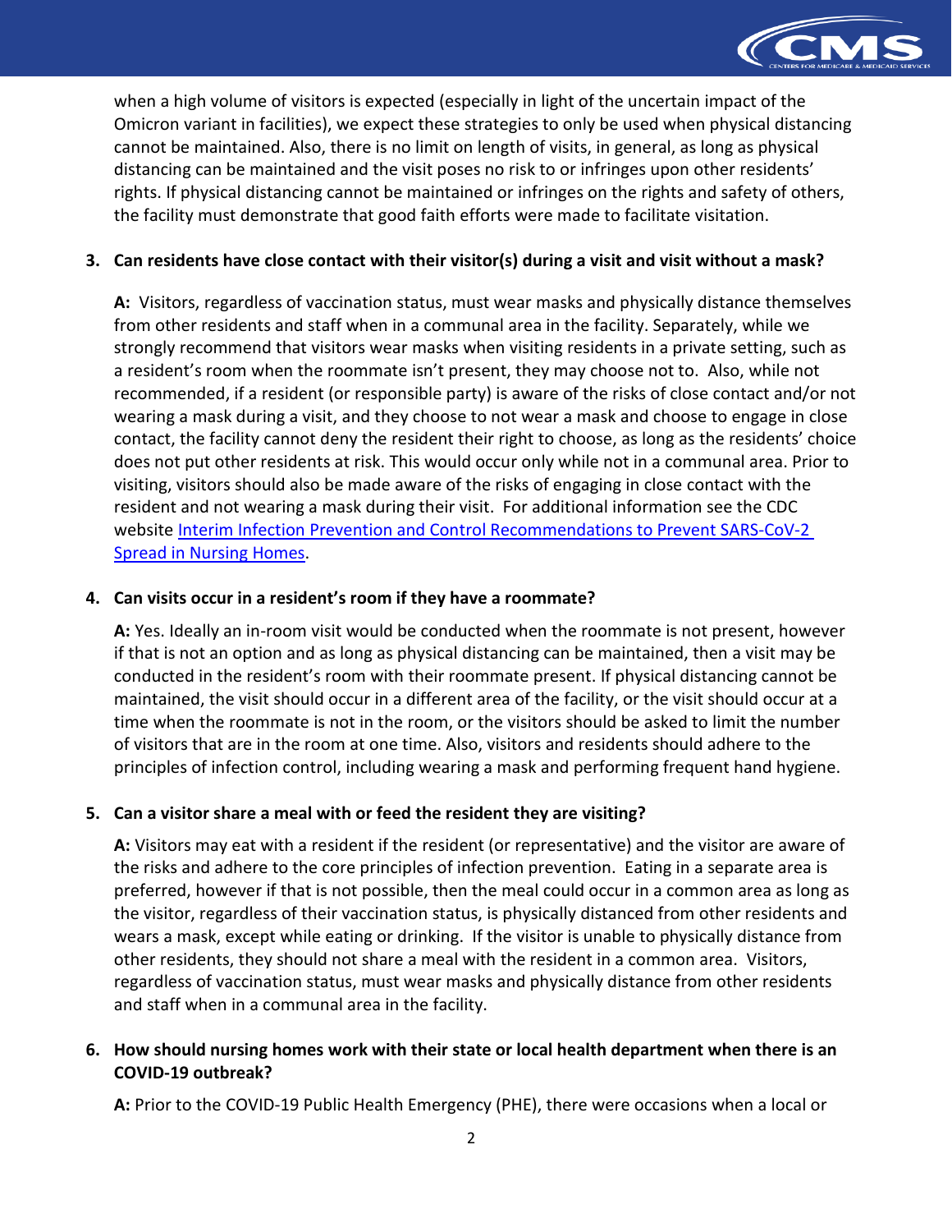when a high volume of visitors is expected (especially in light of the uncertain impact of the Omicron variant in facilities), we expect these strategies to only be used when physical distancing cannot be maintained. Also, there is no limit on length of visits, in general, as long as physical distancing can be maintained and the visit poses no risk to or infringes upon other residents' rights. If physical distancing cannot be maintained or infringes on the rights and safety of others, the facility must demonstrate that good faith efforts were made to facilitate visitation.

3. **Can residents have close contact with their visitor(s) during a visit and visit without a mask?**

   **A:** Visitors, regardless of vaccination status, must wear masks and physically distance themselves from other residents and staff when in a communal area in the facility. Separately, while we strongly recommend that visitors wear masks when visiting residents in a private setting, such as a resident's room when the roommate isn't present, they may choose not to. Also, while not recommended, if a resident (or responsible party) is aware of the risks of close contact and/or not wearing a mask during a visit, and they choose to not wear a mask and choose to engage in close contact, the facility cannot deny the resident their right to choose, as long as the residents' choice does not put other residents at risk. This would occur only while not in a communal area. Prior to visiting, visitors should also be made aware of the risks of engaging in close contact with the resident and not wearing a mask during their visit. For additional information see the CDC website [Interim Infection Prevention and Control Recommendations to Prevent SARS-CoV-2 Spread in Nursing Homes].

4. **Can visits occur in a resident's room if they have a roommate?**

   **A:** Yes. Ideally an in-room visit would be conducted when the roommate is not present, however if that is not an option and as long as physical distancing can be maintained, then a visit may be conducted in the resident's room with their roommate present. If physical distancing cannot be maintained, the visit should occur in a different area of the facility, or the visit should occur at a time when the roommate is not in the room, or the visitors should be asked to limit the number of visitors that are in the room at one time. Also, visitors and residents should adhere to the principles of infection control, including wearing a mask and performing frequent hand hygiene.

5. **Can a visitor share a meal with or feed the resident they are visiting?**

   **A:** Visitors may eat with a resident if the resident (or representative) and the visitor are aware of the risks and adhere to the core principles of infection prevention. Eating in a separate area is preferred, however if that is not possible, then the meal could occur in a common area as long as the visitor, regardless of their vaccination status, is physically distanced from other residents and wears a mask, except while eating or drinking. If the visitor is unable to physically distance from other residents, they should not share a meal with the resident in a common area. Visitors, regardless of vaccination status, must wear masks and physically distance from other residents and staff when in a communal area in the facility.

6. **How should nursing homes work with their state or local health department when there is an COVID-19 outbreak?**

   **A:** Prior to the COVID-19 Public Health Emergency (PHE), there were occasions when a local or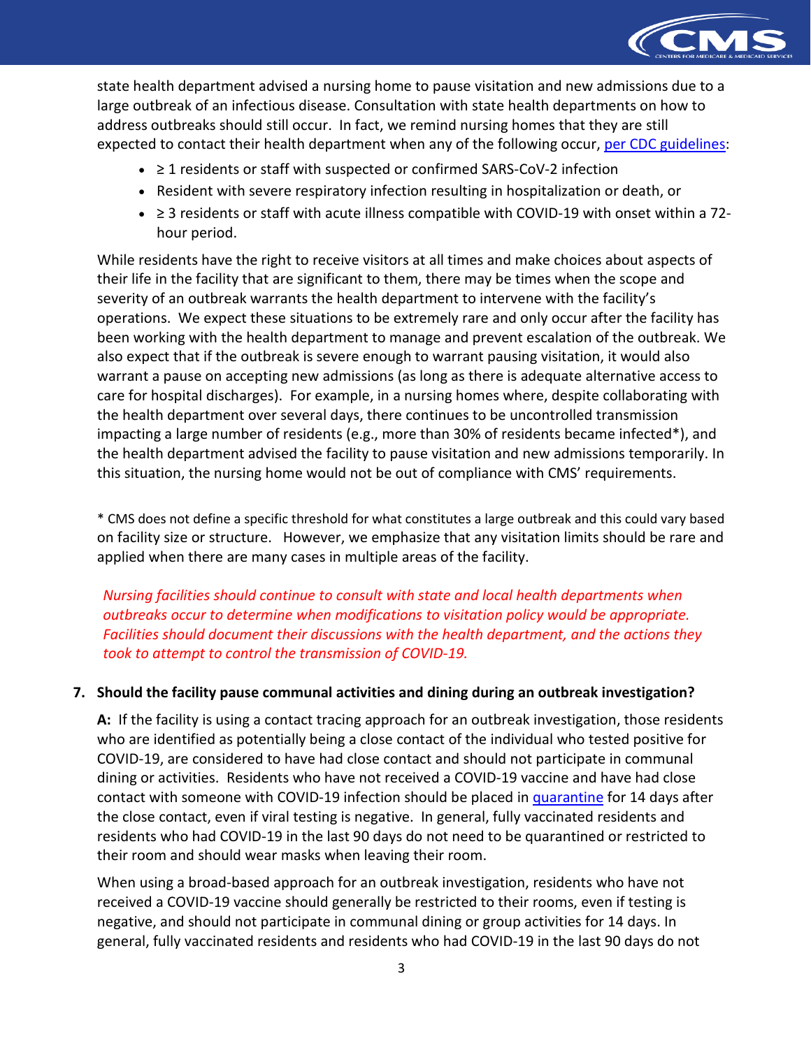state health department advised a nursing home to pause visitation and new admissions due to a large outbreak of an infectious disease. Consultation with state health departments on how to address outbreaks should still occur. In fact, we remind nursing homes that they are still expected to contact their health department when any of the following occur, [per CDC guidelines](per CDC guidelines):

- ≥ 1 residents or staff with suspected or confirmed SARS-CoV-2 infection
- Resident with severe respiratory infection resulting in hospitalization or death, or
- ≥ 3 residents or staff with acute illness compatible with COVID-19 with onset within a 72-hour period.

While residents have the right to receive visitors at all times and make choices about aspects of their life in the facility that are significant to them, there may be times when the scope and severity of an outbreak warrants the health department to intervene with the facility's operations. We expect these situations to be extremely rare and only occur after the facility has been working with the health department to manage and prevent escalation of the outbreak. We also expect that if the outbreak is severe enough to warrant pausing visitation, it would also warrant a pause on accepting new admissions (as long as there is adequate alternative access to care for hospital discharges). For example, in a nursing homes where, despite collaborating with the health department over several days, there continues to be uncontrolled transmission impacting a large number of residents (e.g., more than 30% of residents became infected*), and the health department advised the facility to pause visitation and new admissions temporarily. In this situation, the nursing home would not be out of compliance with CMS' requirements.

* CMS does not define a specific threshold for what constitutes a large outbreak and this could vary based on facility size or structure. However, we emphasize that any visitation limits should be rare and applied when there are many cases in multiple areas of the facility.

*Nursing facilities should continue to consult with state and local health departments when outbreaks occur to determine when modifications to visitation policy would be appropriate. Facilities should document their discussions with the health department, and the actions they took to attempt to control the transmission of COVID-19.*

**7. Should the facility pause communal activities and dining during an outbreak investigation?**

**A:** If the facility is using a contact tracing approach for an outbreak investigation, those residents who are identified as potentially being a close contact of the individual who tested positive for COVID-19, are considered to have had close contact and should not participate in communal dining or activities. Residents who have not received a COVID-19 vaccine and have had close contact with someone with COVID-19 infection should be placed in quarantine for 14 days after the close contact, even if viral testing is negative. In general, fully vaccinated residents and residents who had COVID-19 in the last 90 days do not need to be quarantined or restricted to their room and should wear masks when leaving their room.

When using a broad-based approach for an outbreak investigation, residents who have not received a COVID-19 vaccine should generally be restricted to their rooms, even if testing is negative, and should not participate in communal dining or group activities for 14 days. In general, fully vaccinated residents and residents who had COVID-19 in the last 90 days do not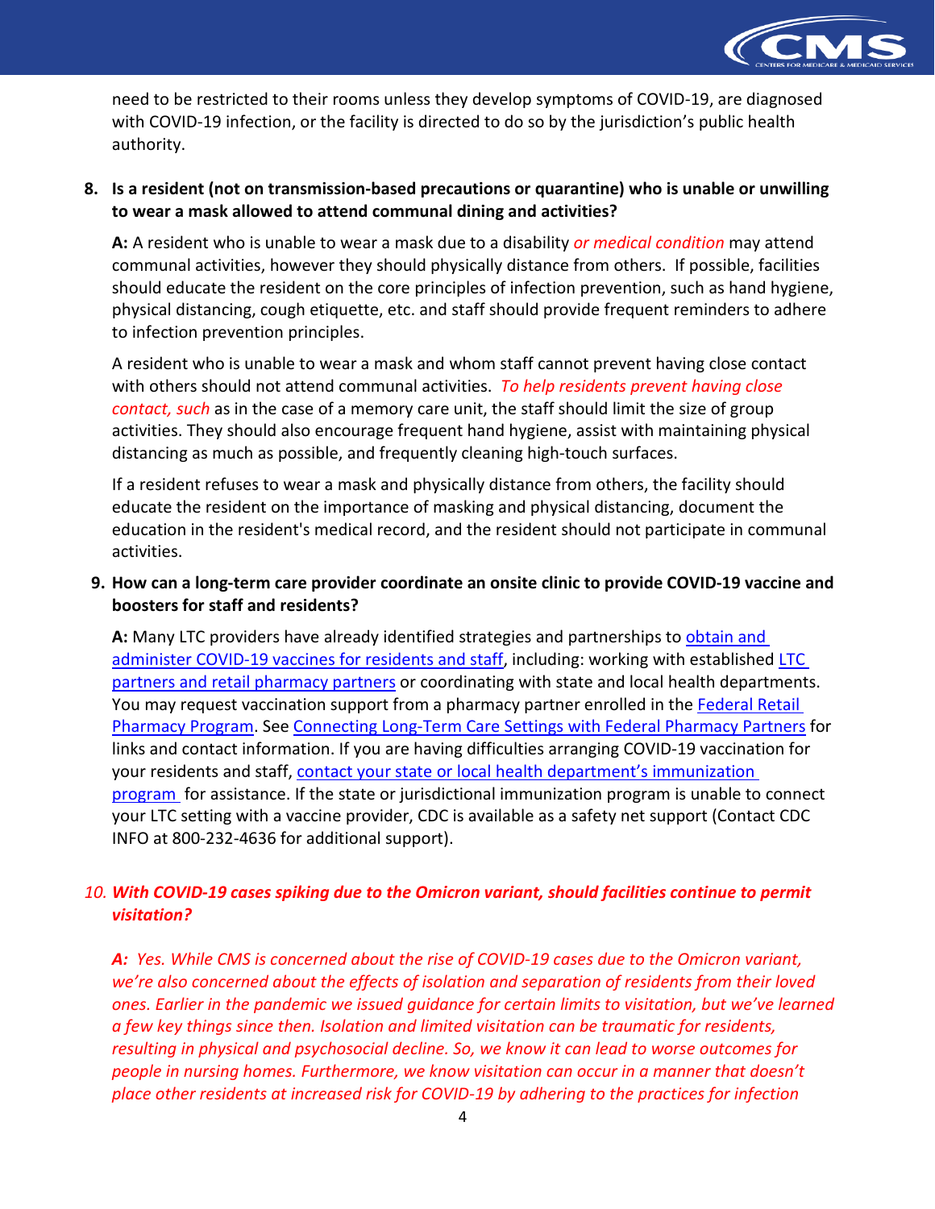need to be restricted to their rooms unless they develop symptoms of COVID-19, are diagnosed with COVID-19 infection, or the facility is directed to do so by the jurisdiction's public health authority.

**8. Is a resident (not on transmission-based precautions or quarantine) who is unable or unwilling to wear a mask allowed to attend communal dining and activities?**

**A:** A resident who is unable to wear a mask due to a disability *or medical condition* may attend communal activities, however they should physically distance from others. If possible, facilities should educate the resident on the core principles of infection prevention, such as hand hygiene, physical distancing, cough etiquette, etc. and staff should provide frequent reminders to adhere to infection prevention principles.

A resident who is unable to wear a mask and whom staff cannot prevent having close contact with others should not attend communal activities. *To help residents prevent having close contact, such* as in the case of a memory care unit, the staff should limit the size of group activities. They should also encourage frequent hand hygiene, assist with maintaining physical distancing as much as possible, and frequently cleaning high-touch surfaces.

If a resident refuses to wear a mask and physically distance from others, the facility should educate the resident on the importance of masking and physical distancing, document the education in the resident's medical record, and the resident should not participate in communal activities.

**9. How can a long-term care provider coordinate an onsite clinic to provide COVID-19 vaccine and boosters for staff and residents?**

**A:** Many LTC providers have already identified strategies and partnerships to obtain and administer COVID-19 vaccines for residents and staff, including: working with established LTC partners and retail pharmacy partners or coordinating with state and local health departments. You may request vaccination support from a pharmacy partner enrolled in the Federal Retail Pharmacy Program. See Connecting Long-Term Care Settings with Federal Pharmacy Partners for links and contact information. If you are having difficulties arranging COVID-19 vaccination for your residents and staff, contact your state or local health department's immunization program for assistance. If the state or jurisdictional immunization program is unable to connect your LTC setting with a vaccine provider, CDC is available as a safety net support (Contact CDC INFO at 800-232-4636 for additional support).

***10. With COVID-19 cases spiking due to the Omicron variant, should facilities continue to permit visitation?***

***A:*** *Yes. While CMS is concerned about the rise of COVID-19 cases due to the Omicron variant, we're also concerned about the effects of isolation and separation of residents from their loved ones. Earlier in the pandemic we issued guidance for certain limits to visitation, but we've learned a few key things since then. Isolation and limited visitation can be traumatic for residents, resulting in physical and psychosocial decline. So, we know it can lead to worse outcomes for people in nursing homes. Furthermore, we know visitation can occur in a manner that doesn't place other residents at increased risk for COVID-19 by adhering to the practices for infection*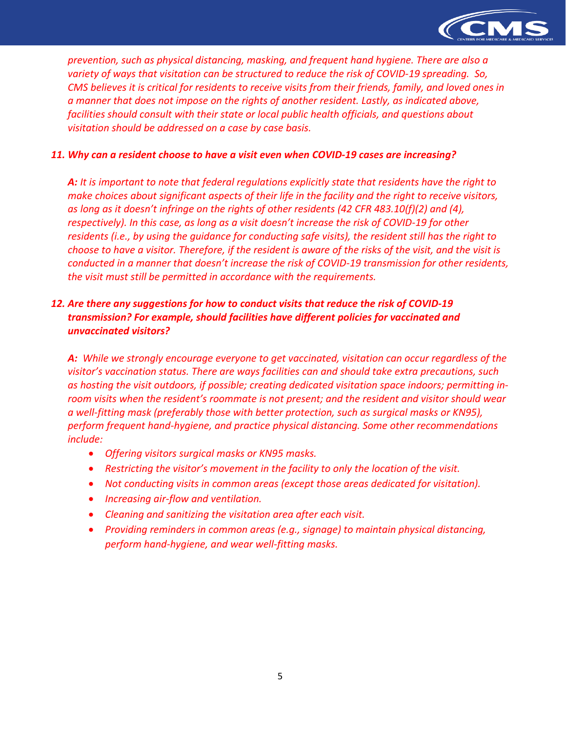*prevention, such as physical distancing, masking, and frequent hand hygiene. There are also a variety of ways that visitation can be structured to reduce the risk of COVID-19 spreading. So, CMS believes it is critical for residents to receive visits from their friends, family, and loved ones in a manner that does not impose on the rights of another resident. Lastly, as indicated above, facilities should consult with their state or local public health officials, and questions about visitation should be addressed on a case by case basis.*

***11. Why can a resident choose to have a visit even when COVID-19 cases are increasing?***

***A:*** *It is important to note that federal regulations explicitly state that residents have the right to make choices about significant aspects of their life in the facility and the right to receive visitors, as long as it doesn't infringe on the rights of other residents (42 CFR 483.10(f)(2) and (4), respectively). In this case, as long as a visit doesn't increase the risk of COVID-19 for other residents (i.e., by using the guidance for conducting safe visits), the resident still has the right to choose to have a visitor. Therefore, if the resident is aware of the risks of the visit, and the visit is conducted in a manner that doesn't increase the risk of COVID-19 transmission for other residents, the visit must still be permitted in accordance with the requirements.*

***12. Are there any suggestions for how to conduct visits that reduce the risk of COVID-19 transmission? For example, should facilities have different policies for vaccinated and unvaccinated visitors?***

***A:*** *While we strongly encourage everyone to get vaccinated, visitation can occur regardless of the visitor's vaccination status. There are ways facilities can and should take extra precautions, such as hosting the visit outdoors, if possible; creating dedicated visitation space indoors; permitting in-room visits when the resident's roommate is not present; and the resident and visitor should wear a well-fitting mask (preferably those with better protection, such as surgical masks or KN95), perform frequent hand-hygiene, and practice physical distancing. Some other recommendations include:*

- *Offering visitors surgical masks or KN95 masks.*
- *Restricting the visitor's movement in the facility to only the location of the visit.*
- *Not conducting visits in common areas (except those areas dedicated for visitation).*
- *Increasing air-flow and ventilation.*
- *Cleaning and sanitizing the visitation area after each visit.*
- *Providing reminders in common areas (e.g., signage) to maintain physical distancing, perform hand-hygiene, and wear well-fitting masks.*